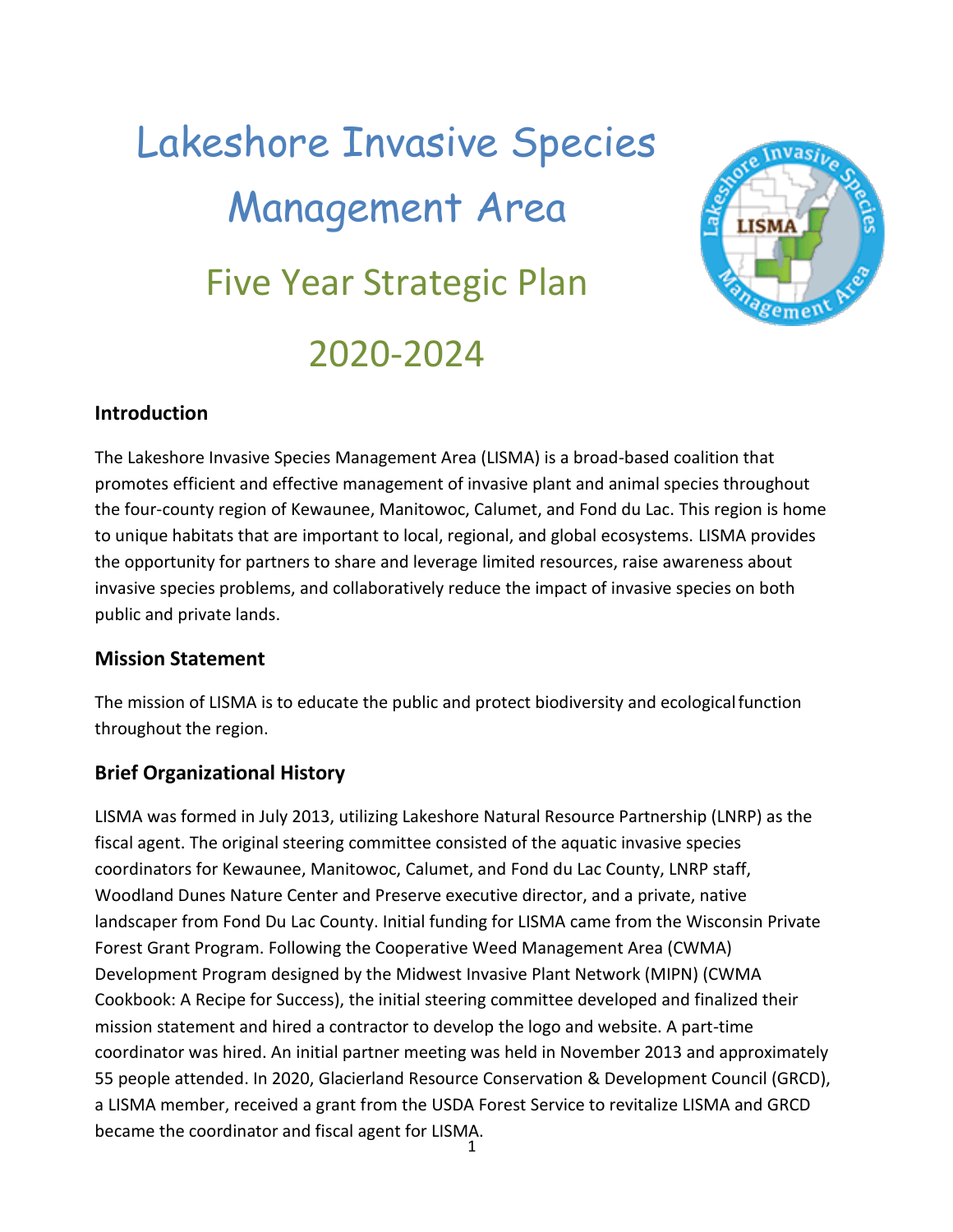# Lakeshore Invasive Species Management Area

## Five Year Strategic Plan 2020-2024

## Introduction

The Lakeshore Invasive Species Management Area (LISMA) is a broad-based coalition that promotes efficient and effective management of invasive plant and animal species throughout the four-county region of Kewaunee, Manitowoc, Calumet, and Fond du Lac. This region is home to unique habitats that are important to local, regional, and global ecosystems. LISMA provides the opportunity for partners to share and leverage limited resources, raise awareness about invasive species problems, and collaboratively reduce the impact of invasive species on both public and private lands.

## Mission Statement

The mission of LISMA is to educate the public and protect biodiversity and ecological function throughout the region.

## Brief Organizational History

LISMA was formed in July 2013, utilizing Lakeshore Natural Resource Partnership (LNRP) as the fiscal agent. The original steering committee consisted of the aquatic invasive species coordinators for Kewaunee, Manitowoc, Calumet, and Fond du Lac County, LNRP staff, Woodland Dunes Nature Center and Preserve executive director, and a private, native landscaper from Fond Du Lac County. Initial funding for LISMA came from the Wisconsin Private Forest Grant Program. Following the Cooperative Weed Management Area (CWMA) Development Program designed by the Midwest Invasive Plant Network (MIPN) (CWMA Cookbook: A Recipe for Success), the initial steering committee developed and finalized their mission statement and hired a contractor to develop the logo and website. A part-time coordinator was hired. An initial partner meeting was held in November 2013 and approximately 55 people attended. In 2020, Glacierland Resource Conservation & Development Council (GRCD), a LISMA member, received a grant from the USDA Forest Service to revitalize LISMA and GRCD became the coordinator and fiscal agent for LISMA.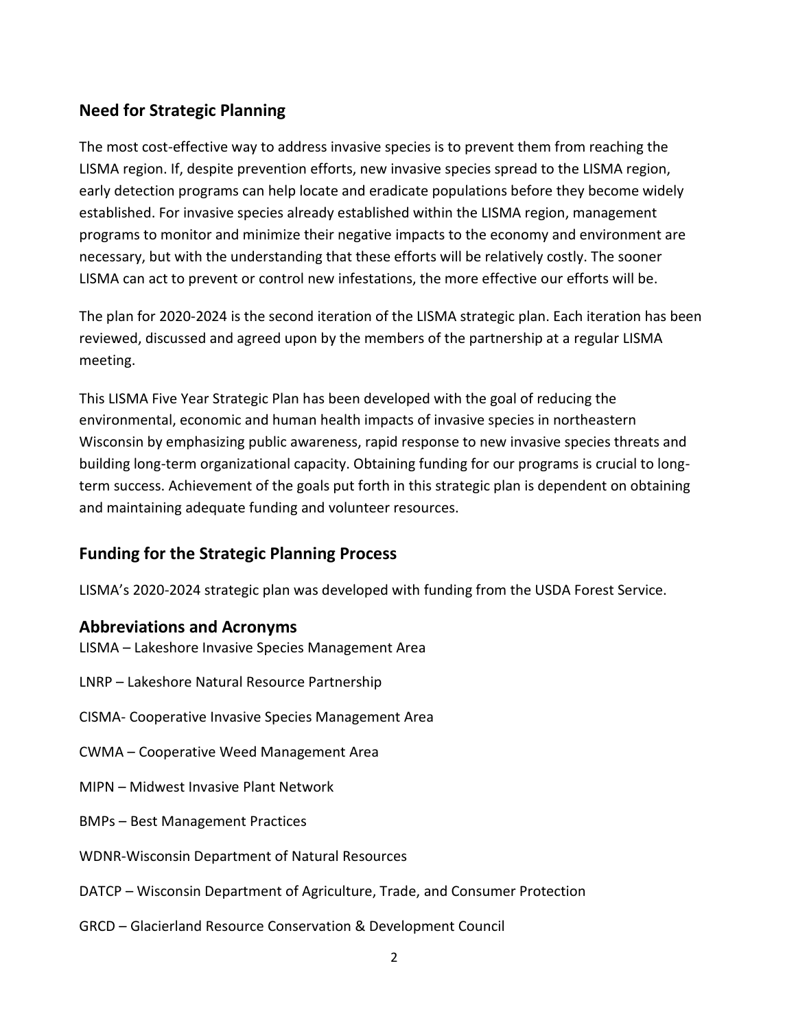## Need for Strategic Planning

The most cost-effective way to address invasive species is to prevent them from reaching the LISMA region. If, despite prevention efforts, new invasive species spread to the LISMA region, early detection programs can help locate and eradicate populations before they become widely established. For invasive species already established within the LISMA region, management programs to monitor and minimize their negative impacts to the economy and environment are necessary, but with the understanding that these efforts will be relatively costly. The sooner LISMA can act to prevent or control new infestations, the more effective our efforts will be.

The plan for 2020-2024 is the second iteration of the LISMA strategic plan. Each iteration has been reviewed, discussed and agreed upon by the members of the partnership at a regular LISMA meeting.

This LISMA Five Year Strategic Plan has been developed with the goal of reducing the environmental, economic and human health impacts of invasive species in northeastern Wisconsin by emphasizing public awareness, rapid response to new invasive species threats and building long-term organizational capacity. Obtaining funding for our programs is crucial to long-term success. Achievement of the goals put forth in this strategic plan is dependent on obtaining and maintaining adequate funding and volunteer resources.

## Funding for the Strategic Planning Process

LISMA's 2020-2024 strategic plan was developed with funding from the USDA Forest Service.

## Abbreviations and Acronyms

LISMA – Lakeshore Invasive Species Management Area

LNRP – Lakeshore Natural Resource Partnership

CISMA- Cooperative Invasive Species Management Area

CWMA – Cooperative Weed Management Area

MIPN – Midwest Invasive Plant Network

BMPs – Best Management Practices

WDNR-Wisconsin Department of Natural Resources

DATCP – Wisconsin Department of Agriculture, Trade, and Consumer Protection

GRCD – Glacierland Resource Conservation & Development Council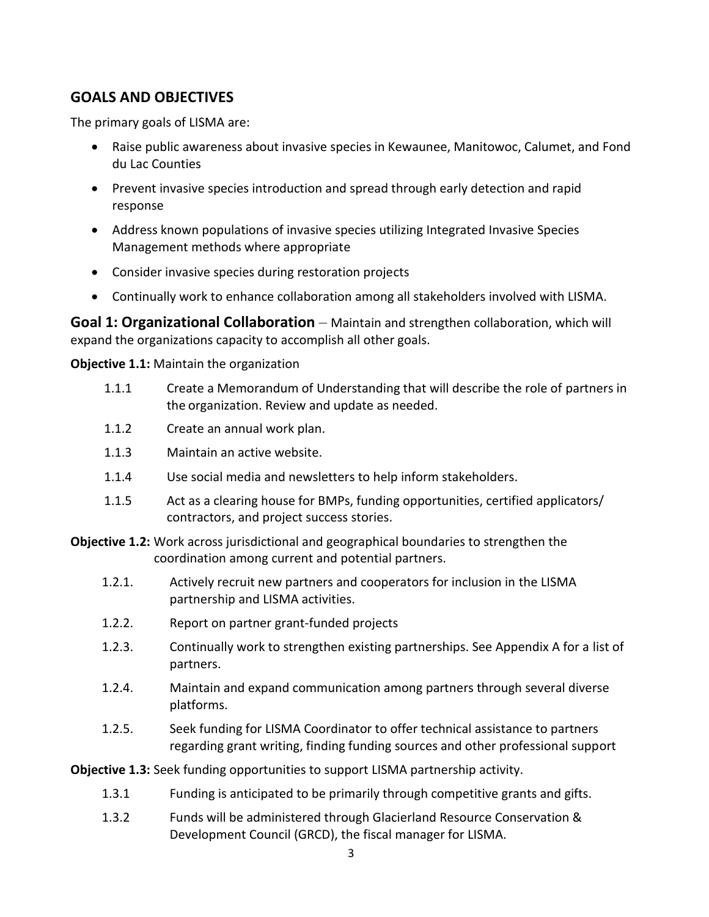## GOALS AND OBJECTIVES

The primary goals of LISMA are:

- Raise public awareness about invasive species in Kewaunee, Manitowoc, Calumet, and Fond du Lac Counties
- Prevent invasive species introduction and spread through early detection and rapid response
- Address known populations of invasive species utilizing Integrated Invasive Species Management methods where appropriate
- Consider invasive species during restoration projects
- Continually work to enhance collaboration among all stakeholders involved with LISMA.

### Goal 1: Organizational Collaboration – Maintain and strengthen collaboration, which will expand the organizations capacity to accomplish all other goals.

**Objective 1.1:** Maintain the organization

1.1.1 Create a Memorandum of Understanding that will describe the role of partners in the organization. Review and update as needed.

1.1.2 Create an annual work plan.

1.1.3 Maintain an active website.

1.1.4 Use social media and newsletters to help inform stakeholders.

1.1.5 Act as a clearing house for BMPs, funding opportunities, certified applicators/ contractors, and project success stories.

**Objective 1.2:** Work across jurisdictional and geographical boundaries to strengthen the coordination among current and potential partners.

1.2.1. Actively recruit new partners and cooperators for inclusion in the LISMA partnership and LISMA activities.

1.2.2. Report on partner grant-funded projects

1.2.3. Continually work to strengthen existing partnerships. See Appendix A for a list of partners.

1.2.4. Maintain and expand communication among partners through several diverse platforms.

1.2.5. Seek funding for LISMA Coordinator to offer technical assistance to partners regarding grant writing, finding funding sources and other professional support

**Objective 1.3:** Seek funding opportunities to support LISMA partnership activity.

1.3.1 Funding is anticipated to be primarily through competitive grants and gifts.

1.3.2 Funds will be administered through Glacierland Resource Conservation & Development Council (GRCD), the fiscal manager for LISMA.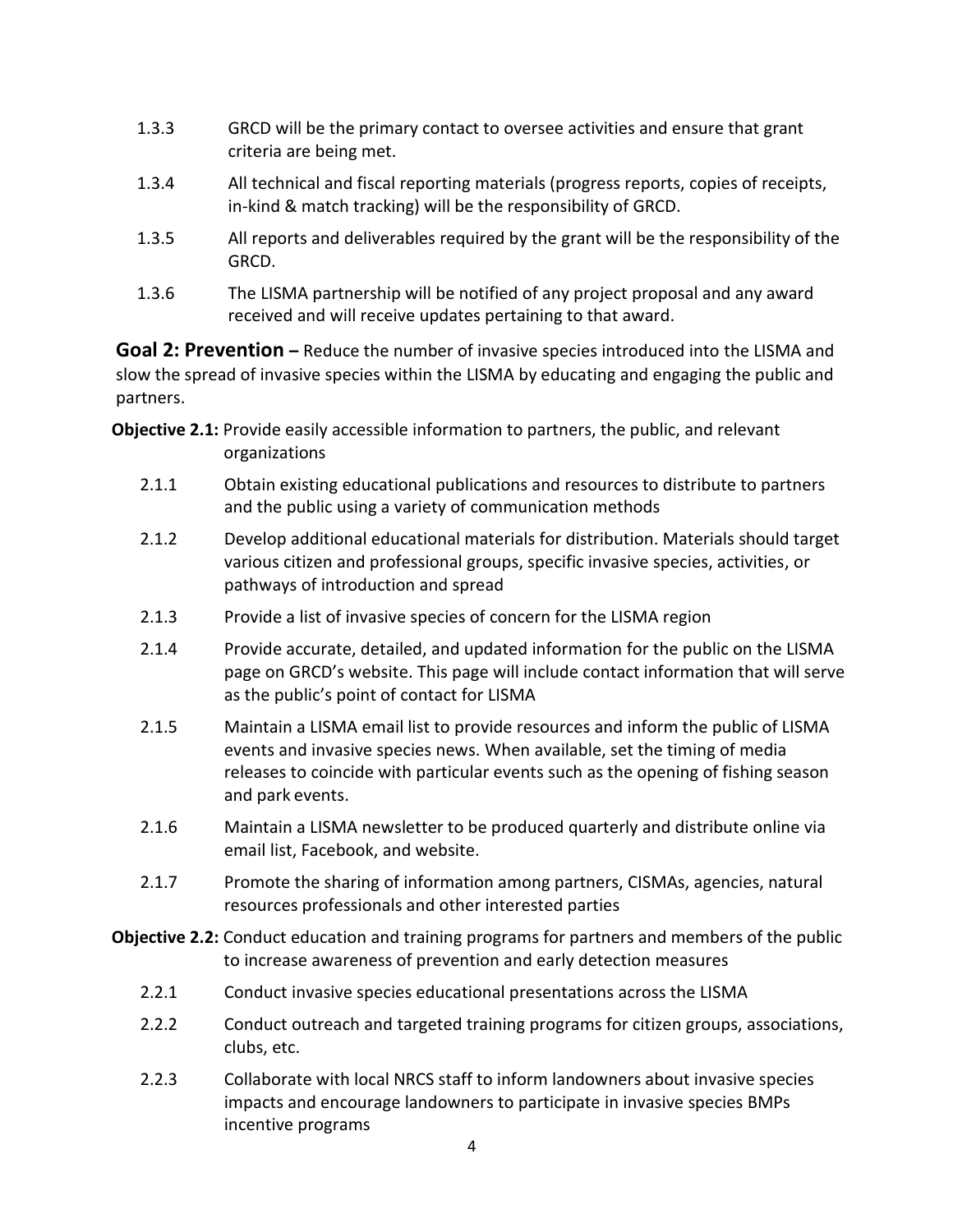1.3.3 GRCD will be the primary contact to oversee activities and ensure that grant criteria are being met.

1.3.4 All technical and fiscal reporting materials (progress reports, copies of receipts, in-kind & match tracking) will be the responsibility of GRCD.

1.3.5 All reports and deliverables required by the grant will be the responsibility of the GRCD.

1.3.6 The LISMA partnership will be notified of any project proposal and any award received and will receive updates pertaining to that award.

**Goal 2: Prevention –** Reduce the number of invasive species introduced into the LISMA and slow the spread of invasive species within the LISMA by educating and engaging the public and partners.

**Objective 2.1:** Provide easily accessible information to partners, the public, and relevant organizations

2.1.1 Obtain existing educational publications and resources to distribute to partners and the public using a variety of communication methods

2.1.2 Develop additional educational materials for distribution. Materials should target various citizen and professional groups, specific invasive species, activities, or pathways of introduction and spread

2.1.3 Provide a list of invasive species of concern for the LISMA region

2.1.4 Provide accurate, detailed, and updated information for the public on the LISMA page on GRCD's website. This page will include contact information that will serve as the public's point of contact for LISMA

2.1.5 Maintain a LISMA email list to provide resources and inform the public of LISMA events and invasive species news. When available, set the timing of media releases to coincide with particular events such as the opening of fishing season and park events.

2.1.6 Maintain a LISMA newsletter to be produced quarterly and distribute online via email list, Facebook, and website.

2.1.7 Promote the sharing of information among partners, CISMAs, agencies, natural resources professionals and other interested parties

**Objective 2.2:** Conduct education and training programs for partners and members of the public to increase awareness of prevention and early detection measures

2.2.1 Conduct invasive species educational presentations across the LISMA

2.2.2 Conduct outreach and targeted training programs for citizen groups, associations, clubs, etc.

2.2.3 Collaborate with local NRCS staff to inform landowners about invasive species impacts and encourage landowners to participate in invasive species BMPs incentive programs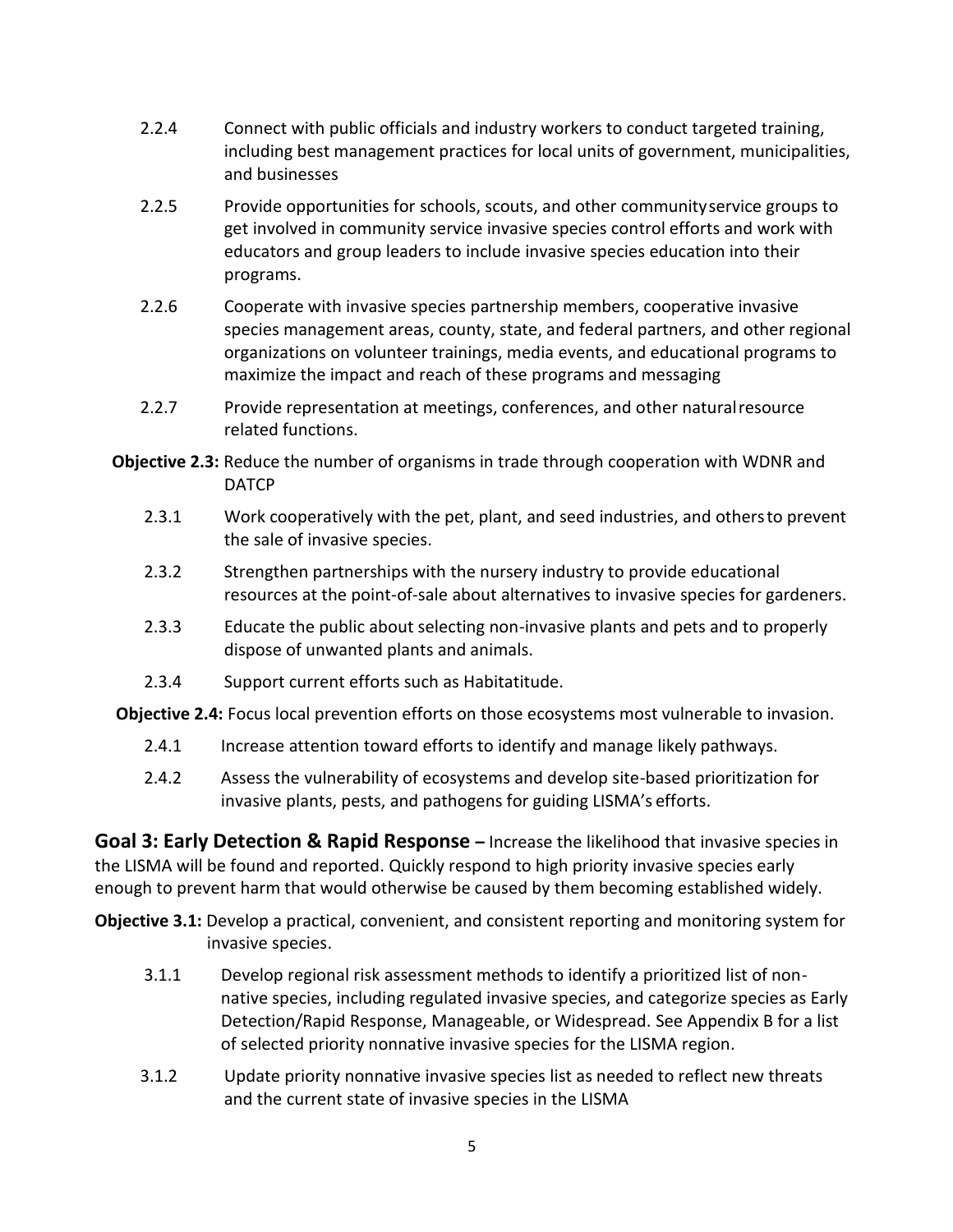2.2.4 Connect with public officials and industry workers to conduct targeted training, including best management practices for local units of government, municipalities, and businesses

2.2.5 Provide opportunities for schools, scouts, and other community service groups to get involved in community service invasive species control efforts and work with educators and group leaders to include invasive species education into their programs.

2.2.6 Cooperate with invasive species partnership members, cooperative invasive species management areas, county, state, and federal partners, and other regional organizations on volunteer trainings, media events, and educational programs to maximize the impact and reach of these programs and messaging

2.2.7 Provide representation at meetings, conferences, and other natural resource related functions.

**Objective 2.3:** Reduce the number of organisms in trade through cooperation with WDNR and DATCP

2.3.1 Work cooperatively with the pet, plant, and seed industries, and others to prevent the sale of invasive species.

2.3.2 Strengthen partnerships with the nursery industry to provide educational resources at the point-of-sale about alternatives to invasive species for gardeners.

2.3.3 Educate the public about selecting non-invasive plants and pets and to properly dispose of unwanted plants and animals.

2.3.4 Support current efforts such as Habitatitude.

**Objective 2.4:** Focus local prevention efforts on those ecosystems most vulnerable to invasion.

2.4.1 Increase attention toward efforts to identify and manage likely pathways.

2.4.2 Assess the vulnerability of ecosystems and develop site-based prioritization for invasive plants, pests, and pathogens for guiding LISMA's efforts.

**Goal 3: Early Detection & Rapid Response –** Increase the likelihood that invasive species in the LISMA will be found and reported. Quickly respond to high priority invasive species early enough to prevent harm that would otherwise be caused by them becoming established widely.

**Objective 3.1:** Develop a practical, convenient, and consistent reporting and monitoring system for invasive species.

3.1.1 Develop regional risk assessment methods to identify a prioritized list of non-native species, including regulated invasive species, and categorize species as Early Detection/Rapid Response, Manageable, or Widespread. See Appendix B for a list of selected priority nonnative invasive species for the LISMA region.

3.1.2 Update priority nonnative invasive species list as needed to reflect new threats and the current state of invasive species in the LISMA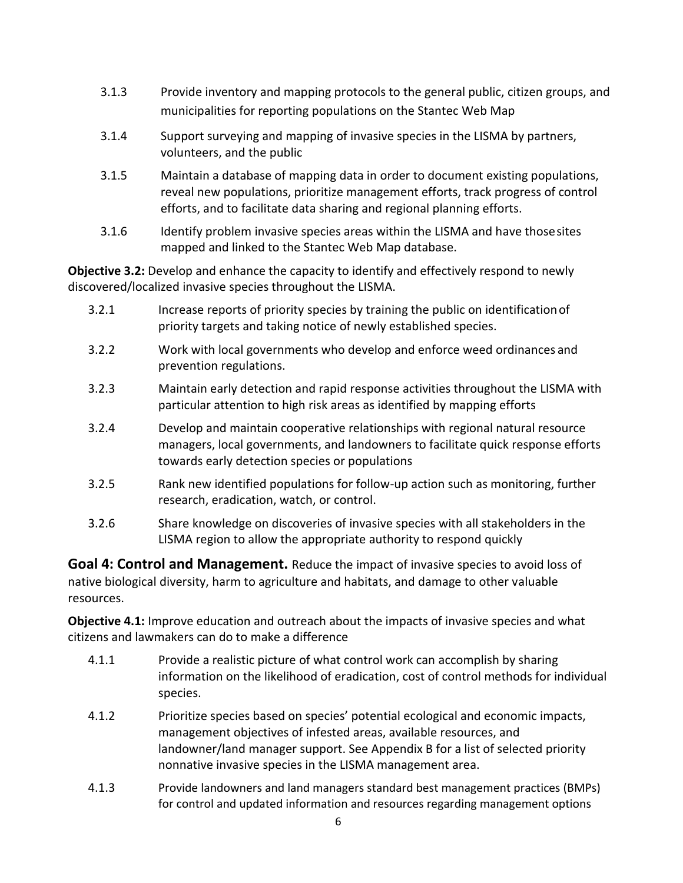3.1.3 Provide inventory and mapping protocols to the general public, citizen groups, and municipalities for reporting populations on the Stantec Web Map

3.1.4 Support surveying and mapping of invasive species in the LISMA by partners, volunteers, and the public

3.1.5 Maintain a database of mapping data in order to document existing populations, reveal new populations, prioritize management efforts, track progress of control efforts, and to facilitate data sharing and regional planning efforts.

3.1.6 Identify problem invasive species areas within the LISMA and have those sites mapped and linked to the Stantec Web Map database.

**Objective 3.2:** Develop and enhance the capacity to identify and effectively respond to newly discovered/localized invasive species throughout the LISMA.

3.2.1 Increase reports of priority species by training the public on identification of priority targets and taking notice of newly established species.

3.2.2 Work with local governments who develop and enforce weed ordinances and prevention regulations.

3.2.3 Maintain early detection and rapid response activities throughout the LISMA with particular attention to high risk areas as identified by mapping efforts

3.2.4 Develop and maintain cooperative relationships with regional natural resource managers, local governments, and landowners to facilitate quick response efforts towards early detection species or populations

3.2.5 Rank new identified populations for follow-up action such as monitoring, further research, eradication, watch, or control.

3.2.6 Share knowledge on discoveries of invasive species with all stakeholders in the LISMA region to allow the appropriate authority to respond quickly

## Goal 4: Control and Management.

Reduce the impact of invasive species to avoid loss of native biological diversity, harm to agriculture and habitats, and damage to other valuable resources.

**Objective 4.1:** Improve education and outreach about the impacts of invasive species and what citizens and lawmakers can do to make a difference

4.1.1 Provide a realistic picture of what control work can accomplish by sharing information on the likelihood of eradication, cost of control methods for individual species.

4.1.2 Prioritize species based on species' potential ecological and economic impacts, management objectives of infested areas, available resources, and landowner/land manager support. See Appendix B for a list of selected priority nonnative invasive species in the LISMA management area.

4.1.3 Provide landowners and land managers standard best management practices (BMPs) for control and updated information and resources regarding management options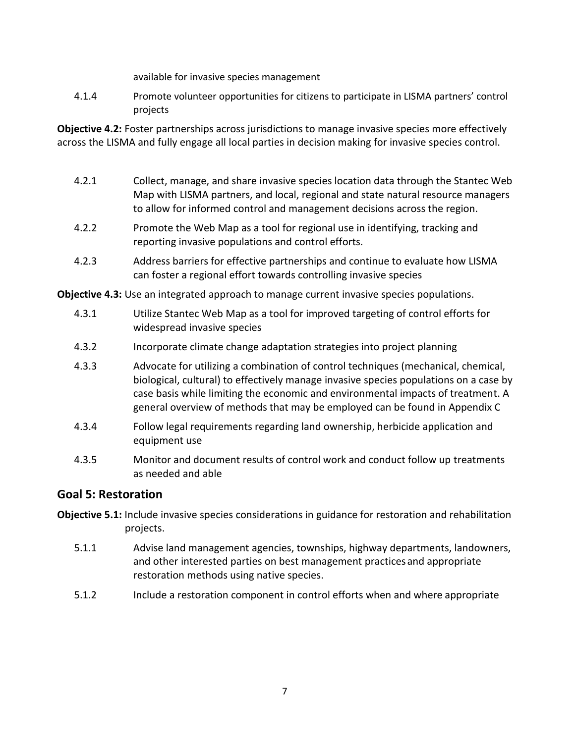available for invasive species management

4.1.4 Promote volunteer opportunities for citizens to participate in LISMA partners' control projects

**Objective 4.2:** Foster partnerships across jurisdictions to manage invasive species more effectively across the LISMA and fully engage all local parties in decision making for invasive species control.

4.2.1 Collect, manage, and share invasive species location data through the Stantec Web Map with LISMA partners, and local, regional and state natural resource managers to allow for informed control and management decisions across the region.

4.2.2 Promote the Web Map as a tool for regional use in identifying, tracking and reporting invasive populations and control efforts.

4.2.3 Address barriers for effective partnerships and continue to evaluate how LISMA can foster a regional effort towards controlling invasive species

**Objective 4.3:** Use an integrated approach to manage current invasive species populations.

4.3.1 Utilize Stantec Web Map as a tool for improved targeting of control efforts for widespread invasive species

4.3.2 Incorporate climate change adaptation strategies into project planning

4.3.3 Advocate for utilizing a combination of control techniques (mechanical, chemical, biological, cultural) to effectively manage invasive species populations on a case by case basis while limiting the economic and environmental impacts of treatment. A general overview of methods that may be employed can be found in Appendix C

4.3.4 Follow legal requirements regarding land ownership, herbicide application and equipment use

4.3.5 Monitor and document results of control work and conduct follow up treatments as needed and able

## Goal 5: Restoration

**Objective 5.1:** Include invasive species considerations in guidance for restoration and rehabilitation projects.

5.1.1 Advise land management agencies, townships, highway departments, landowners, and other interested parties on best management practices and appropriate restoration methods using native species.

5.1.2 Include a restoration component in control efforts when and where appropriate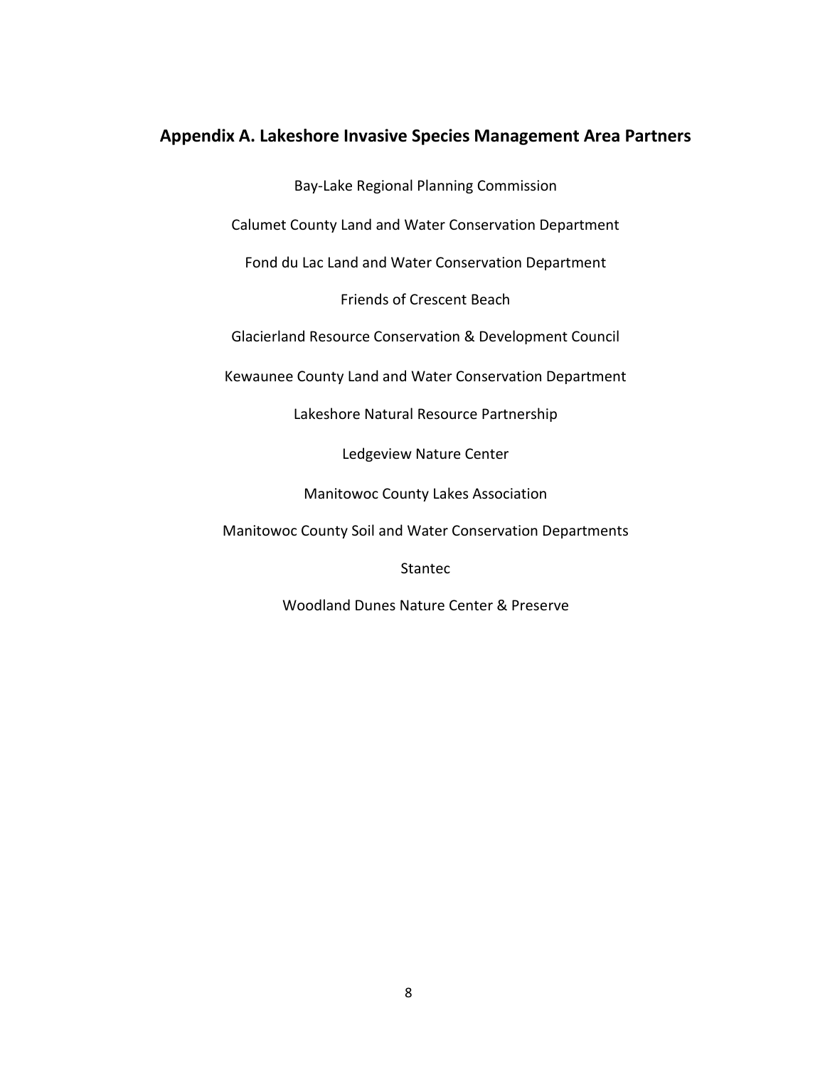## Appendix A. Lakeshore Invasive Species Management Area Partners

Bay-Lake Regional Planning Commission

Calumet County Land and Water Conservation Department

Fond du Lac Land and Water Conservation Department

Friends of Crescent Beach

Glacierland Resource Conservation & Development Council

Kewaunee County Land and Water Conservation Department

Lakeshore Natural Resource Partnership

Ledgeview Nature Center

Manitowoc County Lakes Association

Manitowoc County Soil and Water Conservation Departments

Stantec

Woodland Dunes Nature Center & Preserve